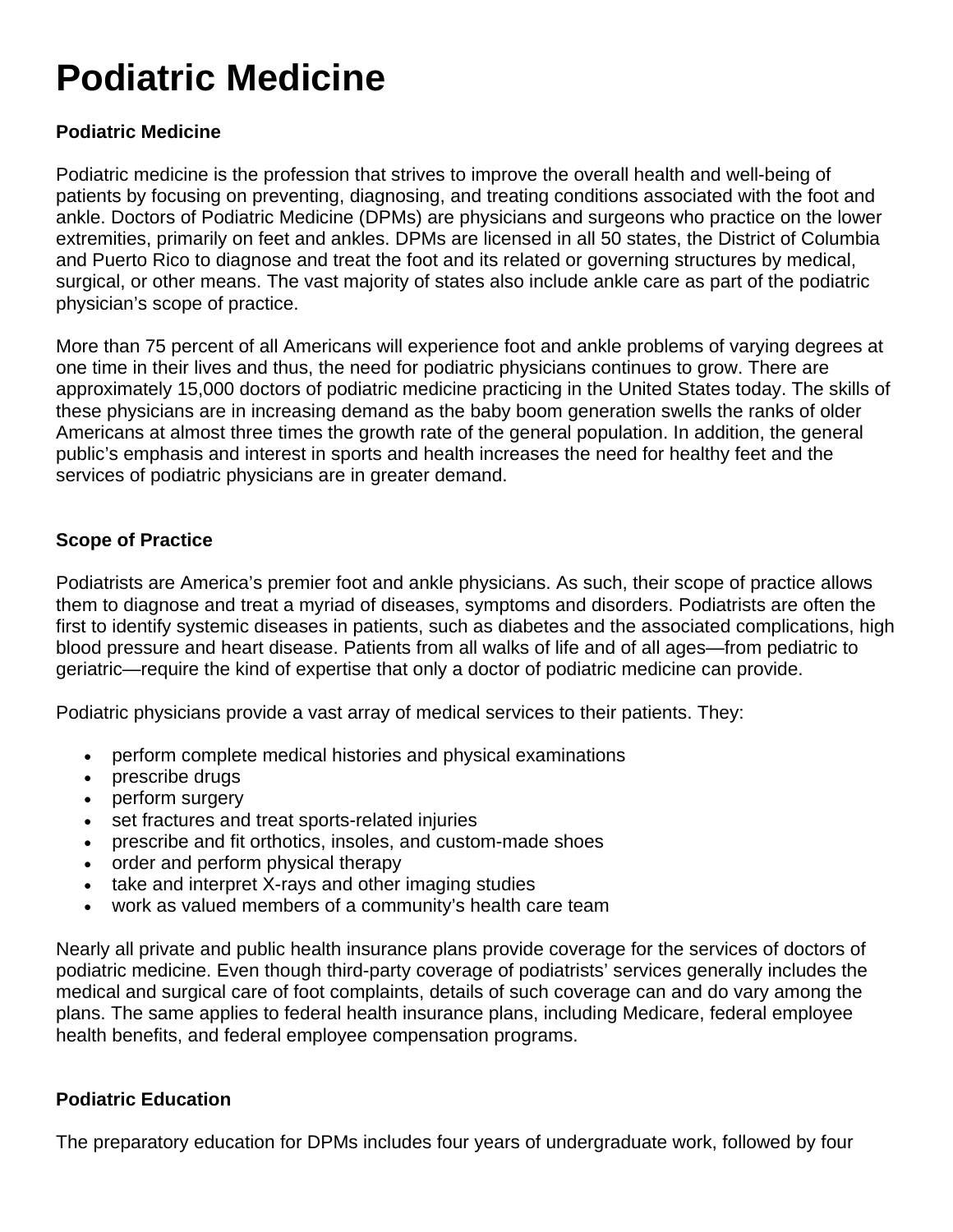# Podiatric Medicine

### Podiatric Medicine

Podiatric medicine is the profession that strives to improve the overall health and well-being of patients by focusing on preventing, diagnosing, and treating conditions associated with the foot and ankle. Doctors of Podiatric Medicine (DPMs) are physicians and surgeons who practice on the lower extremities, primarily on feet and ankles. DPMs are licensed in all 50 states, the District of Columbia and Puerto Rico to diagnose and treat the foot and its related or governing structures by medical, surgical, or other means. The vast majority of states also include ankle care as part of the podiatric physician's scope of practice.

More than 75 percent of all Americans will experience foot and ankle problems of varying degrees at one time in their lives and thus, the need for podiatric physicians continues to grow. There are approximately 15,000 doctors of podiatric medicine practicing in the United States today. The skills of these physicians are in increasing demand as the baby boom generation swells the ranks of older Americans at almost three times the growth rate of the general population. In addition, the general public's emphasis and interest in sports and health increases the need for healthy feet and the services of podiatric physicians are in greater demand.

### Scope of Practice

Podiatrists are America's premier foot and ankle physicians. As such, their scope of practice allows them to diagnose and treat a myriad of diseases, symptoms and disorders. Podiatrists are often the first to identify systemic diseases in patients, such as diabetes and the associated complications, high blood pressure and heart disease. Patients from all walks of life and of all ages—from pediatric to geriatric—require the kind of expertise that only a doctor of podiatric medicine can provide.

Podiatric physicians provide a vast array of medical services to their patients. They:

- perform complete medical histories and physical examinations
- prescribe drugs
- perform surgery
- set fractures and treat sports-related injuries
- prescribe and fit orthotics, insoles, and custom-made shoes
- order and perform physical therapy
- take and interpret X-rays and other imaging studies
- work as valued members of a community's health care team

Nearly all private and public health insurance plans provide coverage for the services of doctors of podiatric medicine. Even though third-party coverage of podiatrists' services generally includes the medical and surgical care of foot complaints, details of such coverage can and do vary among the plans. The same applies to federal health insurance plans, including Medicare, federal employee health benefits, and federal employee compensation programs.

### Podiatric Education

The preparatory education for DPMs includes four years of undergraduate work, followed by four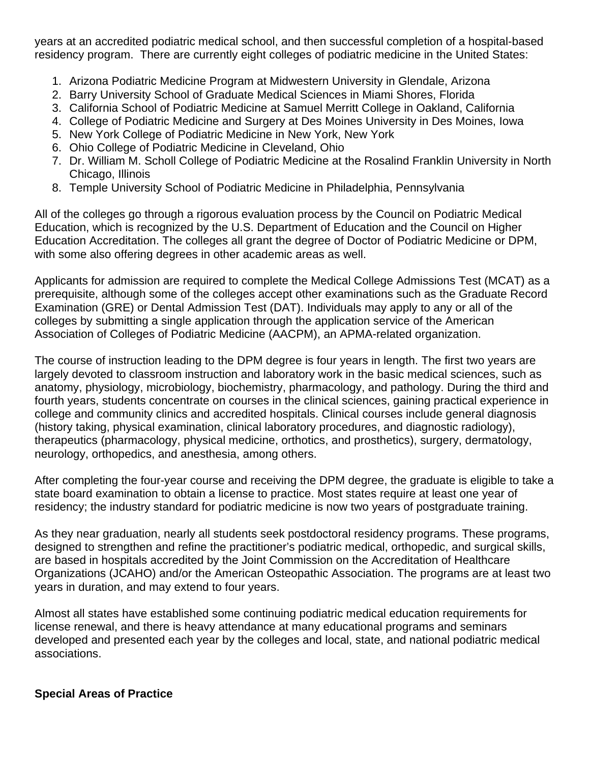years at an accredited podiatric medical school, and then successful completion of a hospital-based residency program. There are currently eight colleges of podiatric medicine in the United States:

1. Arizona Podiatric Medicine Program at Midwestern University in Glendale, Arizona
2. Barry University School of Graduate Medical Sciences in Miami Shores, Florida
3. California School of Podiatric Medicine at Samuel Merritt College in Oakland, California
4. College of Podiatric Medicine and Surgery at Des Moines University in Des Moines, Iowa
5. New York College of Podiatric Medicine in New York, New York
6. Ohio College of Podiatric Medicine in Cleveland, Ohio
7. Dr. William M. Scholl College of Podiatric Medicine at the Rosalind Franklin University in North Chicago, Illinois
8. Temple University School of Podiatric Medicine in Philadelphia, Pennsylvania

All of the colleges go through a rigorous evaluation process by the Council on Podiatric Medical Education, which is recognized by the U.S. Department of Education and the Council on Higher Education Accreditation. The colleges all grant the degree of Doctor of Podiatric Medicine or DPM, with some also offering degrees in other academic areas as well.

Applicants for admission are required to complete the Medical College Admissions Test (MCAT) as a prerequisite, although some of the colleges accept other examinations such as the Graduate Record Examination (GRE) or Dental Admission Test (DAT). Individuals may apply to any or all of the colleges by submitting a single application through the application service of the American Association of Colleges of Podiatric Medicine (AACPM), an APMA-related organization.

The course of instruction leading to the DPM degree is four years in length. The first two years are largely devoted to classroom instruction and laboratory work in the basic medical sciences, such as anatomy, physiology, microbiology, biochemistry, pharmacology, and pathology. During the third and fourth years, students concentrate on courses in the clinical sciences, gaining practical experience in college and community clinics and accredited hospitals. Clinical courses include general diagnosis (history taking, physical examination, clinical laboratory procedures, and diagnostic radiology), therapeutics (pharmacology, physical medicine, orthotics, and prosthetics), surgery, dermatology, neurology, orthopedics, and anesthesia, among others.

After completing the four-year course and receiving the DPM degree, the graduate is eligible to take a state board examination to obtain a license to practice. Most states require at least one year of residency; the industry standard for podiatric medicine is now two years of postgraduate training.

As they near graduation, nearly all students seek postdoctoral residency programs. These programs, designed to strengthen and refine the practitioner's podiatric medical, orthopedic, and surgical skills, are based in hospitals accredited by the Joint Commission on the Accreditation of Healthcare Organizations (JCAHO) and/or the American Osteopathic Association. The programs are at least two years in duration, and may extend to four years.

Almost all states have established some continuing podiatric medical education requirements for license renewal, and there is heavy attendance at many educational programs and seminars developed and presented each year by the colleges and local, state, and national podiatric medical associations.

**Special Areas of Practice**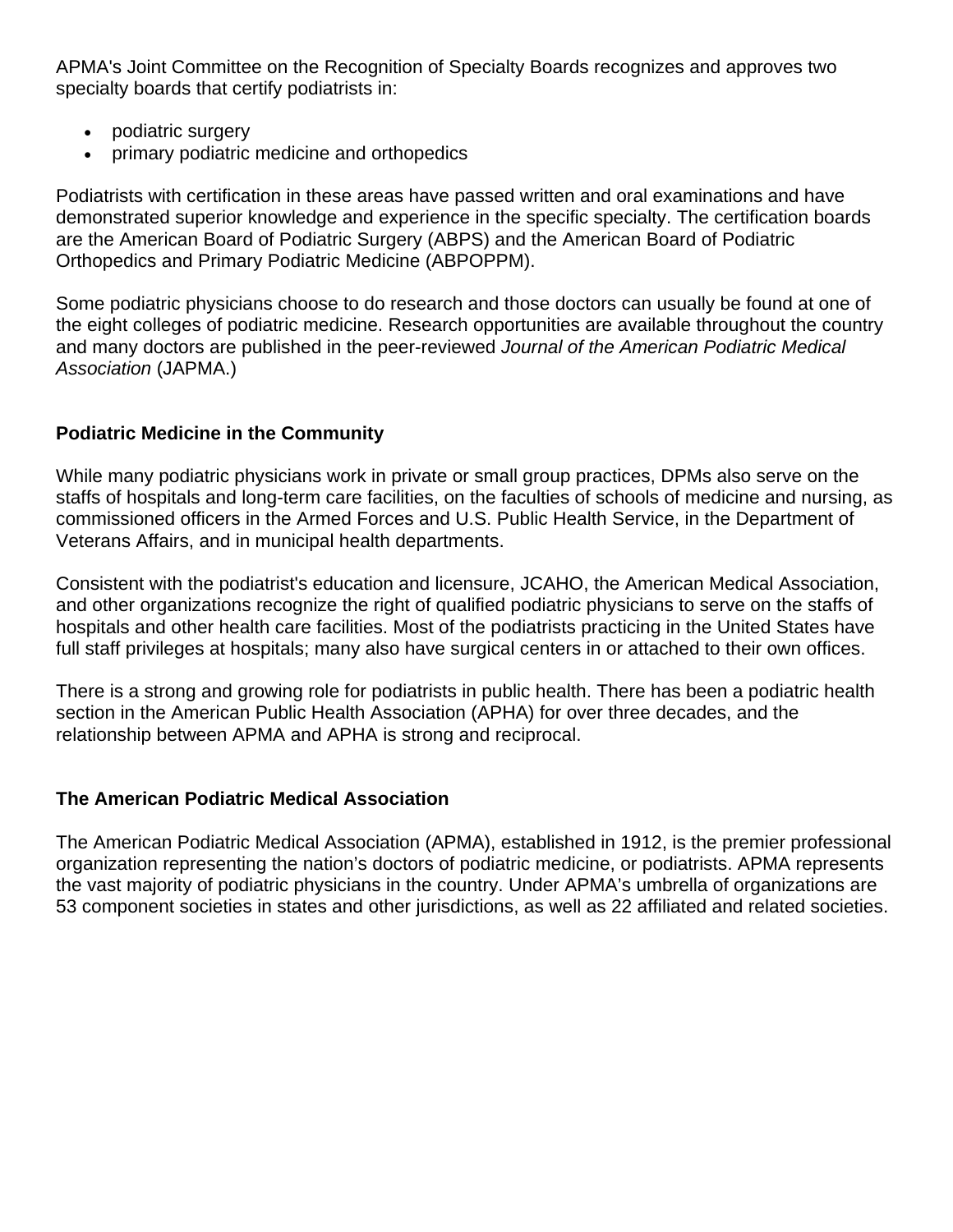APMA's Joint Committee on the Recognition of Specialty Boards recognizes and approves two specialty boards that certify podiatrists in:

- podiatric surgery
- primary podiatric medicine and orthopedics

Podiatrists with certification in these areas have passed written and oral examinations and have demonstrated superior knowledge and experience in the specific specialty. The certification boards are the American Board of Podiatric Surgery (ABPS) and the American Board of Podiatric Orthopedics and Primary Podiatric Medicine (ABPOPPM).

Some podiatric physicians choose to do research and those doctors can usually be found at one of the eight colleges of podiatric medicine. Research opportunities are available throughout the country and many doctors are published in the peer-reviewed *Journal of the American Podiatric Medical Association* (JAPMA.)

## Podiatric Medicine in the Community

While many podiatric physicians work in private or small group practices, DPMs also serve on the staffs of hospitals and long-term care facilities, on the faculties of schools of medicine and nursing, as commissioned officers in the Armed Forces and U.S. Public Health Service, in the Department of Veterans Affairs, and in municipal health departments.

Consistent with the podiatrist's education and licensure, JCAHO, the American Medical Association, and other organizations recognize the right of qualified podiatric physicians to serve on the staffs of hospitals and other health care facilities. Most of the podiatrists practicing in the United States have full staff privileges at hospitals; many also have surgical centers in or attached to their own offices.

There is a strong and growing role for podiatrists in public health. There has been a podiatric health section in the American Public Health Association (APHA) for over three decades, and the relationship between APMA and APHA is strong and reciprocal.

## The American Podiatric Medical Association

The American Podiatric Medical Association (APMA), established in 1912, is the premier professional organization representing the nation's doctors of podiatric medicine, or podiatrists. APMA represents the vast majority of podiatric physicians in the country. Under APMA's umbrella of organizations are 53 component societies in states and other jurisdictions, as well as 22 affiliated and related societies.